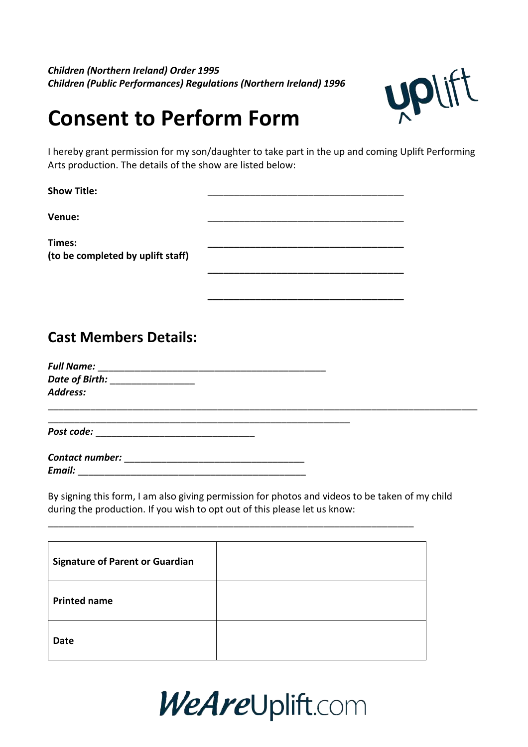*Children (Northern Ireland) Order 1995*
*Children (Public Performances) Regulations (Northern Ireland) 1996*

# Consent to Perform Form

I hereby grant permission for my son/daughter to take part in the up and coming Uplift Performing Arts production. The details of the show are listed below:

**Show Title:** ______________________________________

**Venue:** ______________________________________

**Times:**
**(to be completed by uplift staff)** ______________________________________

______________________________________

______________________________________

## Cast Members Details:

***Full Name:*** ____________________________________________
***Date of Birth:*** ________________
***Address:***
_____________________________________________________________________________________
___________________________________________________________
***Post code:*** ______________________________

***Contact number:*** __________________________________
***Email:*** ____________________________________________

By signing this form, I am also giving permission for photos and videos to be taken of my child during the production. If you wish to opt out of this please let us know:
________________________________________________________________________

| | |
|---|---|
| **Signature of Parent or Guardian** | |
| **Printed name** | |
| **Date** | |

***WeAre***Uplift.com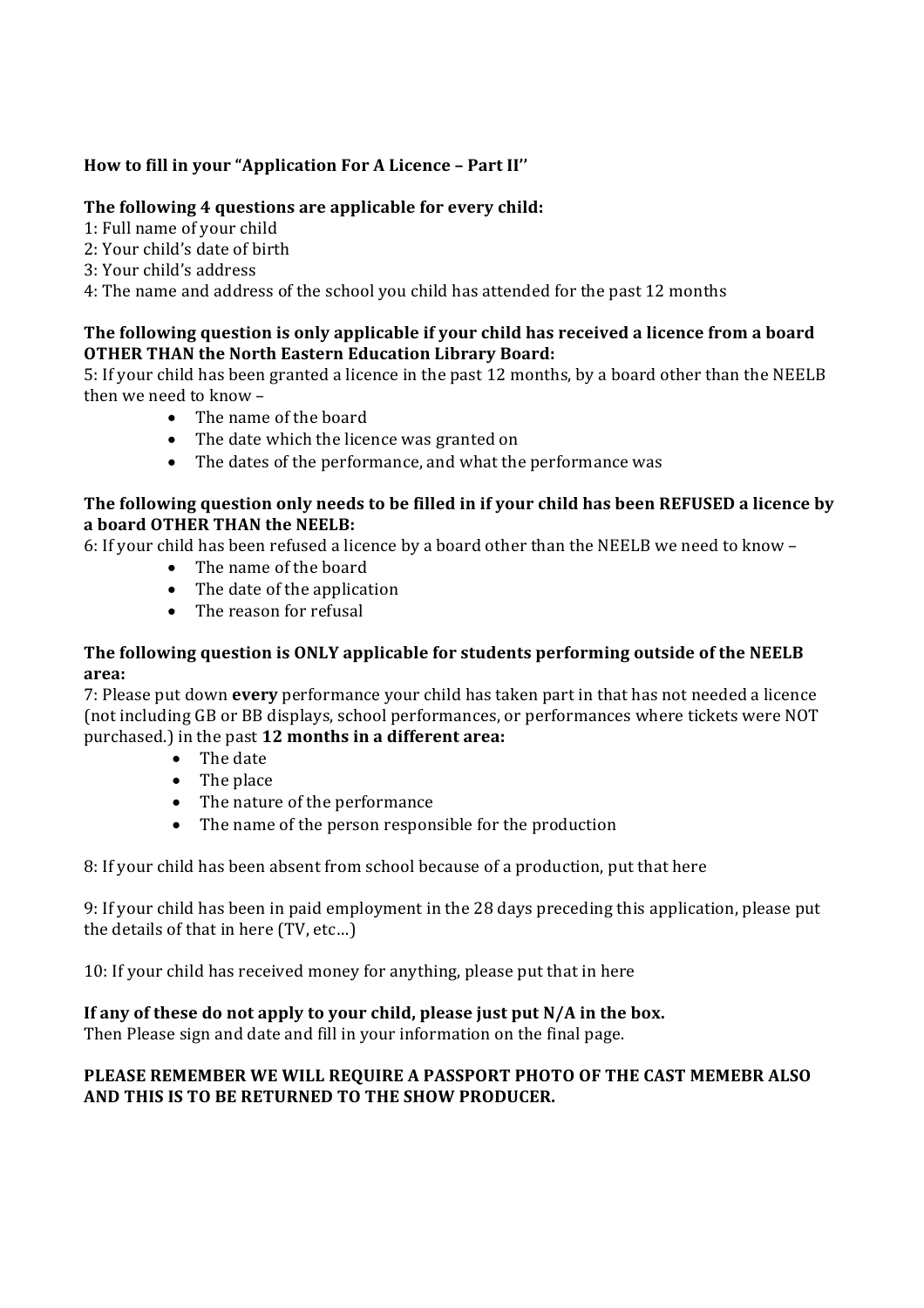**How to fill in your "Application For A Licence – Part II''**

**The following 4 questions are applicable for every child:**

1: Full name of your child
2: Your child's date of birth
3: Your child's address
4: The name and address of the school you child has attended for the past 12 months

**The following question is only applicable if your child has received a licence from a board OTHER THAN the North Eastern Education Library Board:**

5: If your child has been granted a licence in the past 12 months, by a board other than the NEELB then we need to know –

- The name of the board
- The date which the licence was granted on
- The dates of the performance, and what the performance was

**The following question only needs to be filled in if your child has been REFUSED a licence by a board OTHER THAN the NEELB:**

6: If your child has been refused a licence by a board other than the NEELB we need to know –

- The name of the board
- The date of the application
- The reason for refusal

**The following question is ONLY applicable for students performing outside of the NEELB area:**

7: Please put down **every** performance your child has taken part in that has not needed a licence (not including GB or BB displays, school performances, or performances where tickets were NOT purchased.) in the past **12 months in a different area:**

- The date
- The place
- The nature of the performance
- The name of the person responsible for the production

8: If your child has been absent from school because of a production, put that here

9: If your child has been in paid employment in the 28 days preceding this application, please put the details of that in here (TV, etc…)

10: If your child has received money for anything, please put that in here

**If any of these do not apply to your child, please just put N/A in the box.**
Then Please sign and date and fill in your information on the final page.

**PLEASE REMEMBER WE WILL REQUIRE A PASSPORT PHOTO OF THE CAST MEMEBR ALSO AND THIS IS TO BE RETURNED TO THE SHOW PRODUCER.**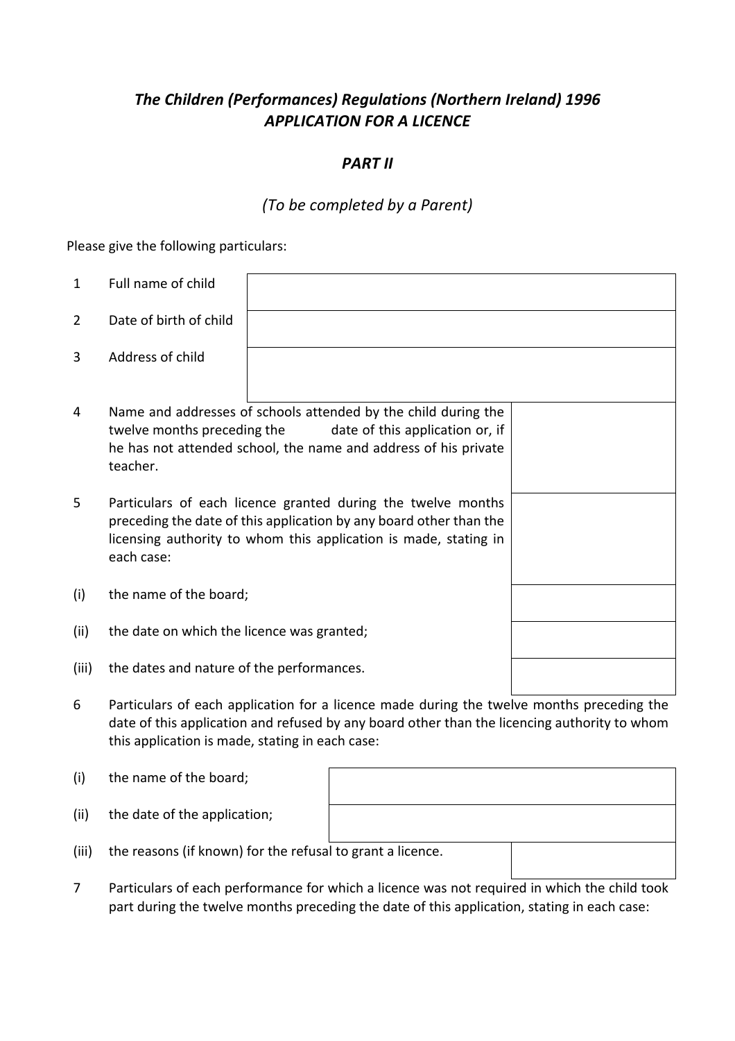*The Children (Performances) Regulations (Northern Ireland) 1996*
*APPLICATION FOR A LICENCE*

***PART II***

*(To be completed by a Parent)*

Please give the following particulars:

| | | |
|---|---|---|
| 1 | Full name of child | |
| 2 | Date of birth of child | |
| 3 | Address of child | |
| 4 | Name and addresses of schools attended by the child during the twelve months preceding the date of this application or, if he has not attended school, the name and address of his private teacher. | |
| 5 | Particulars of each licence granted during the twelve months preceding the date of this application by any board other than the licensing authority to whom this application is made, stating in each case: | |
| (i) | the name of the board; | |
| (ii) | the date on which the licence was granted; | |
| (iii) | the dates and nature of the performances. | |

6 Particulars of each application for a licence made during the twelve months preceding the date of this application and refused by any board other than the licencing authority to whom this application is made, stating in each case:

| | | |
|---|---|---|
| (i) | the name of the board; | |
| (ii) | the date of the application; | |
| (iii) | the reasons (if known) for the refusal to grant a licence. | |

7 Particulars of each performance for which a licence was not required in which the child took part during the twelve months preceding the date of this application, stating in each case: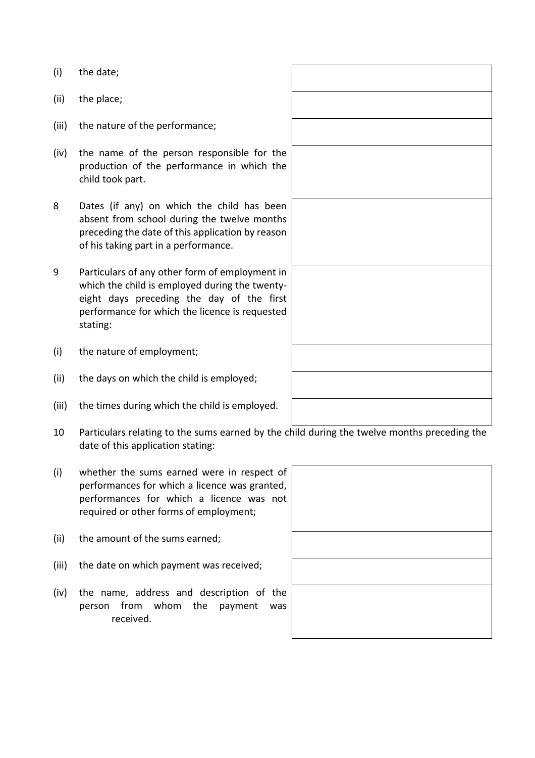| | | |
|---|---|---|
| (i) | the date; | |
| (ii) | the place; | |
| (iii) | the nature of the performance; | |
| (iv) | the name of the person responsible for the production of the performance in which the child took part. | |
| 8 | Dates (if any) on which the child has been absent from school during the twelve months preceding the date of this application by reason of his taking part in a performance. | |
| 9 | Particulars of any other form of employment in which the child is employed during the twenty-eight days preceding the day of the first performance for which the licence is requested stating: | |
| (i) | the nature of employment; | |
| (ii) | the days on which the child is employed; | |
| (iii) | the times during which the child is employed. | |

10 Particulars relating to the sums earned by the child during the twelve months preceding the date of this application stating:

| | | |
|---|---|---|
| (i) | whether the sums earned were in respect of performances for which a licence was granted, performances for which a licence was not required or other forms of employment; | |
| (ii) | the amount of the sums earned; | |
| (iii) | the date on which payment was received; | |
| (iv) | the name, address and description of the person from whom the payment was received. | |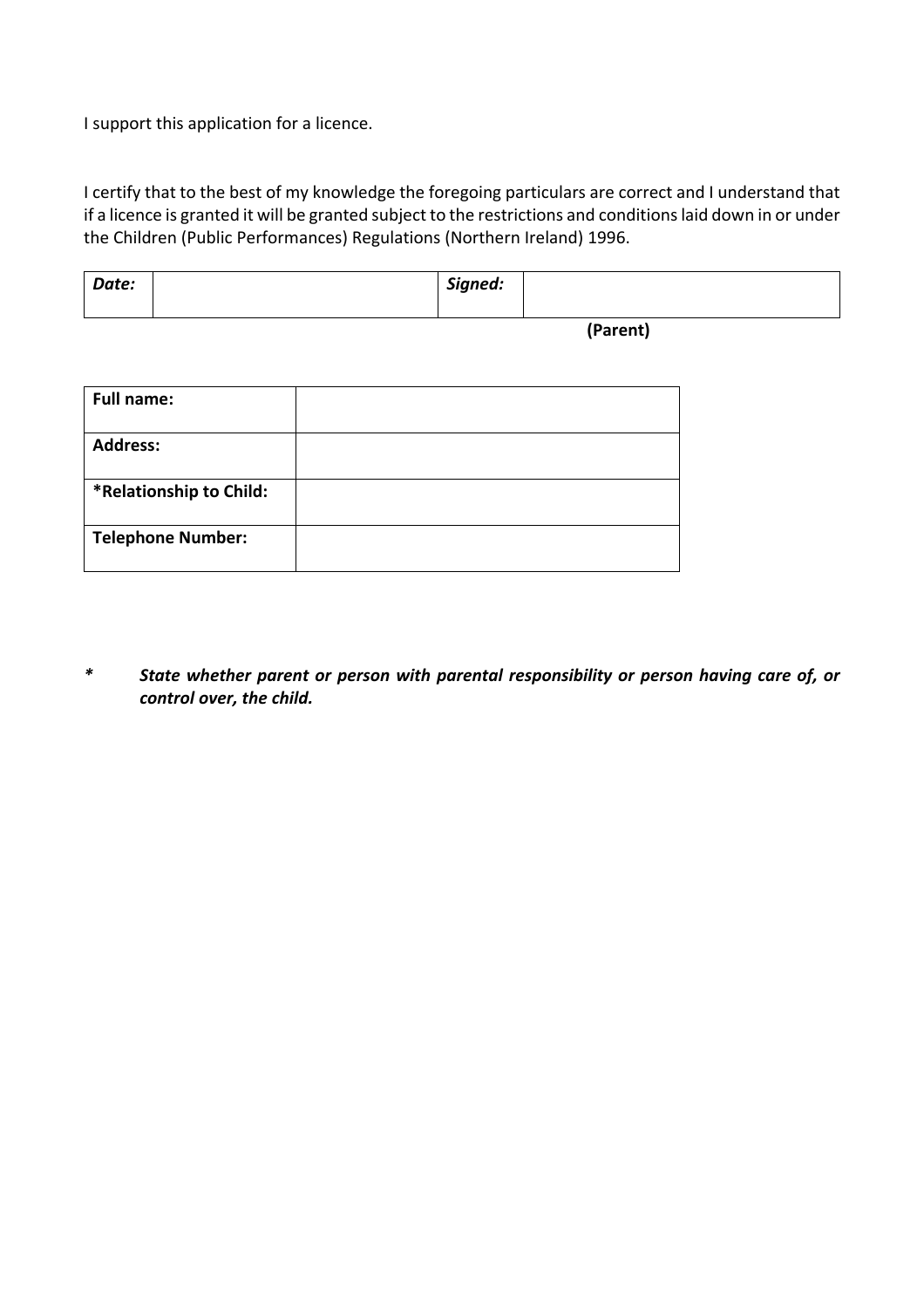I support this application for a licence.

I certify that to the best of my knowledge the foregoing particulars are correct and I understand that if a licence is granted it will be granted subject to the restrictions and conditions laid down in or under the Children (Public Performances) Regulations (Northern Ireland) 1996.

| | | | |
|---|---|---|---|
| ***Date:*** | | ***Signed:*** | |

**(Parent)**

| | |
|---|---|
| **Full name:** | |
| **Address:** | |
| **\*Relationship to Child:** | |
| **Telephone Number:** | |

***\*&nbsp;&nbsp;&nbsp;&nbsp;State whether parent or person with parental responsibility or person having care of, or control over, the child.***